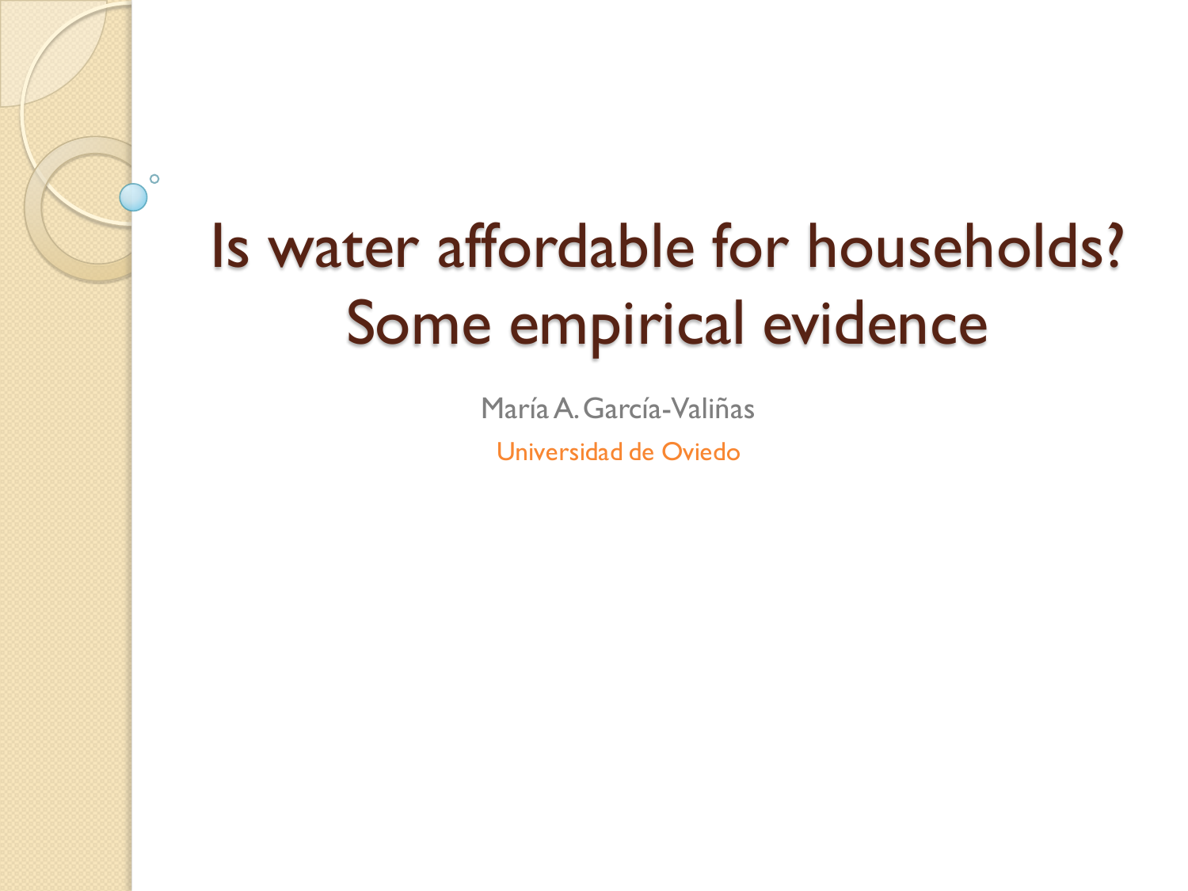# Is water affordable for households? Some empirical evidence

María A. García-Valiñas

Universidad de Oviedo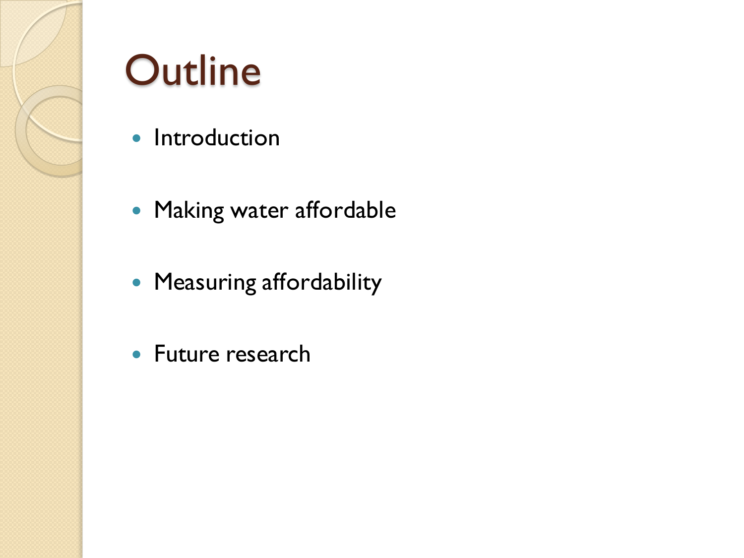# Outline

- Introduction
- Making water affordable
- Measuring affordability
- Future research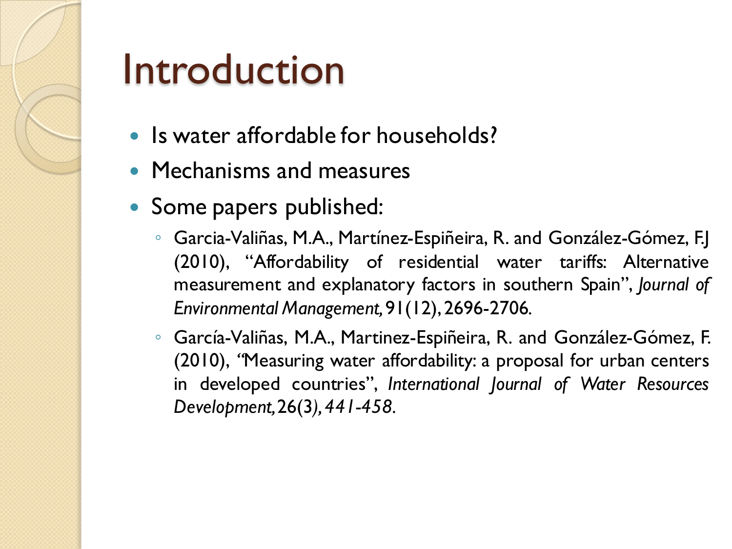# Introduction

- Is water affordable for households?
- Mechanisms and measures
- Some papers published:
  - Garcia-Valiñas, M.A., Martínez-Espiñeira, R. and González-Gómez, F.J (2010), "Affordability of residential water tariffs: Alternative measurement and explanatory factors in southern Spain", *Journal of Environmental Management,* 91(12), 2696-2706.
  - García-Valiñas, M.A., Martinez-Espiñeira, R. and González-Gómez, F. (2010), "Measuring water affordability: a proposal for urban centers in developed countries", *International Journal of Water Resources Development,* 26(3*), 441-458.*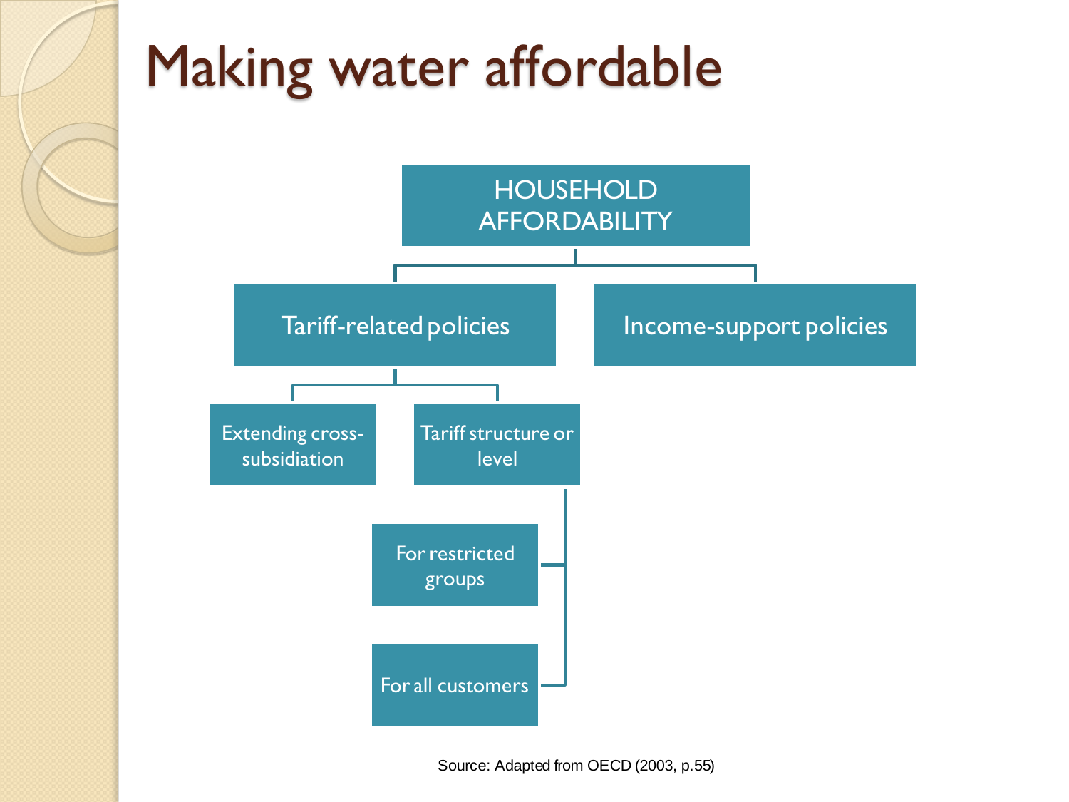# Making water affordable

HOUSEHOLD AFFORDABILITY

Tariff-related policies

Income-support policies

Extending cross-subsidiation

Tariff structure or level

For restricted groups

For all customers

Source: Adapted from OECD (2003, p.55)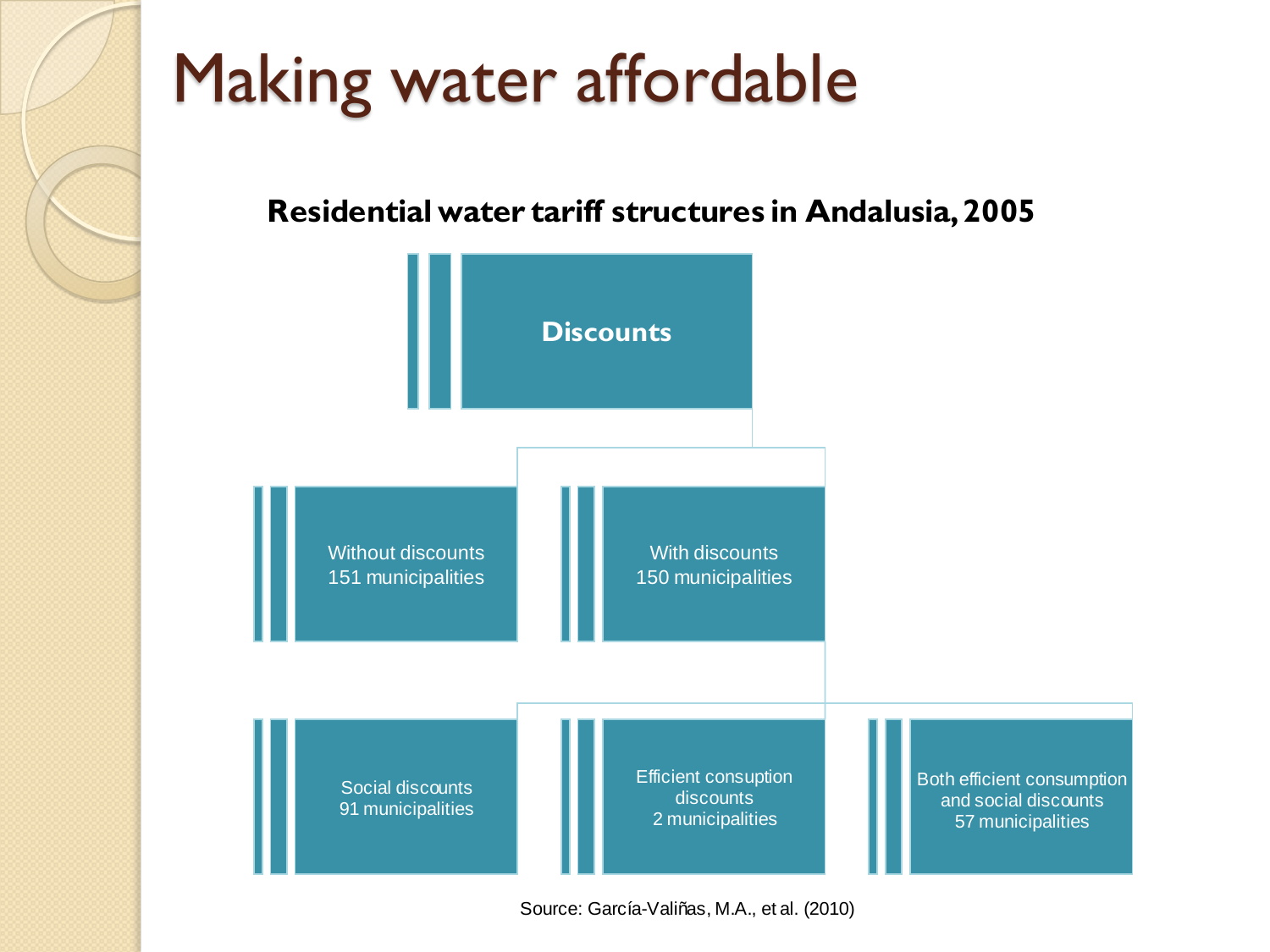# Making water affordable

**Residential water tariff structures in Andalusia, 2005**

**Discounts**

Without discounts
151 municipalities

With discounts
150 municipalities

Social discounts
91 municipalities

Efficient consuption discounts
2 municipalities

Both efficient consumption and social discounts
57 municipalities

Source: García-Valiñas, M.A., et al. (2010)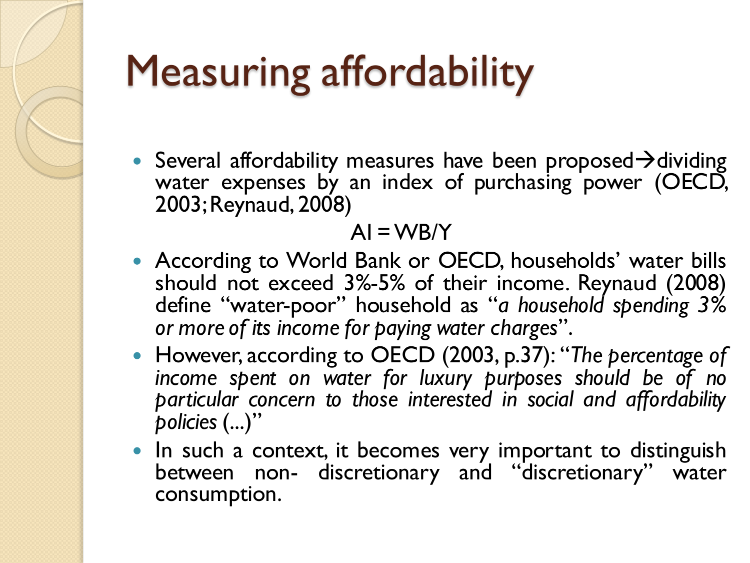# Measuring affordability

- Several affordability measures have been proposed → dividing water expenses by an index of purchasing power (OECD, 2003; Reynaud, 2008)

$$AI = WB/Y$$

- According to World Bank or OECD, households' water bills should not exceed 3%-5% of their income. Reynaud (2008) define "water-poor" household as "*a household spending 3% or more of its income for paying water charges*".
- However, according to OECD (2003, p.37): "*The percentage of income spent on water for luxury purposes should be of no particular concern to those interested in social and affordability policies* (...)"
- In such a context, it becomes very important to distinguish between non- discretionary and "discretionary" water consumption.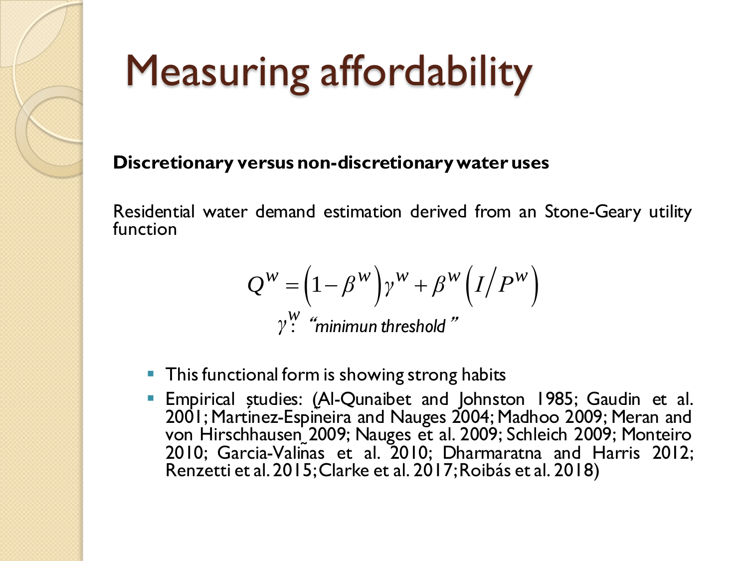# Measuring affordability

**Discretionary versus non-discretionary water uses**

Residential water demand estimation derived from an Stone-Geary utility function

$$Q^{w} = \left(1-\beta^{w}\right)\gamma^{w} + \beta^{w}\left(I/P^{w}\right)$$

$\gamma^{w}$: *"minimun threshold"*

- This functional form is showing strong habits
- Empirical studies: (Al-Qunaibet and Johnston 1985; Gaudin et al. 2001; Martínez-Espiñeira and Nauges 2004; Madhoo 2009; Meran and von Hirschhausen 2009; Nauges et al. 2009; Schleich 2009; Monteiro 2010; Garcia-Valiñas et al. 2010; Dharmaratna and Harris 2012; Renzetti et al. 2015; Clarke et al. 2017; Roibás et al. 2018)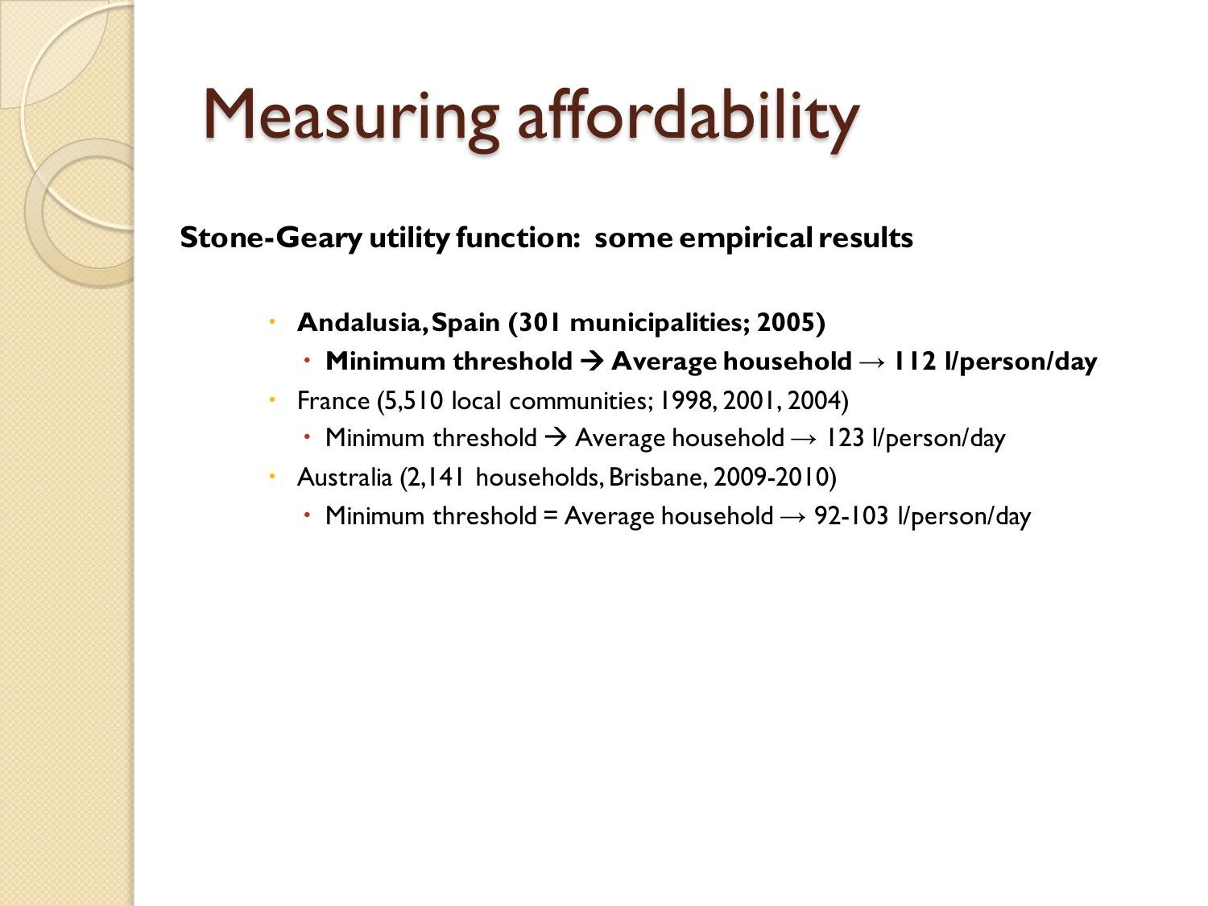# Measuring affordability

**Stone-Geary utility function: some empirical results**

- **Andalusia, Spain (301 municipalities; 2005)**
  - **Minimum threshold → Average household → 112 l/person/day**
- France (5,510 local communities; 1998, 2001, 2004)
  - Minimum threshold → Average household → 123 l/person/day
- Australia (2,141 households, Brisbane, 2009-2010)
  - Minimum threshold = Average household → 92-103 l/person/day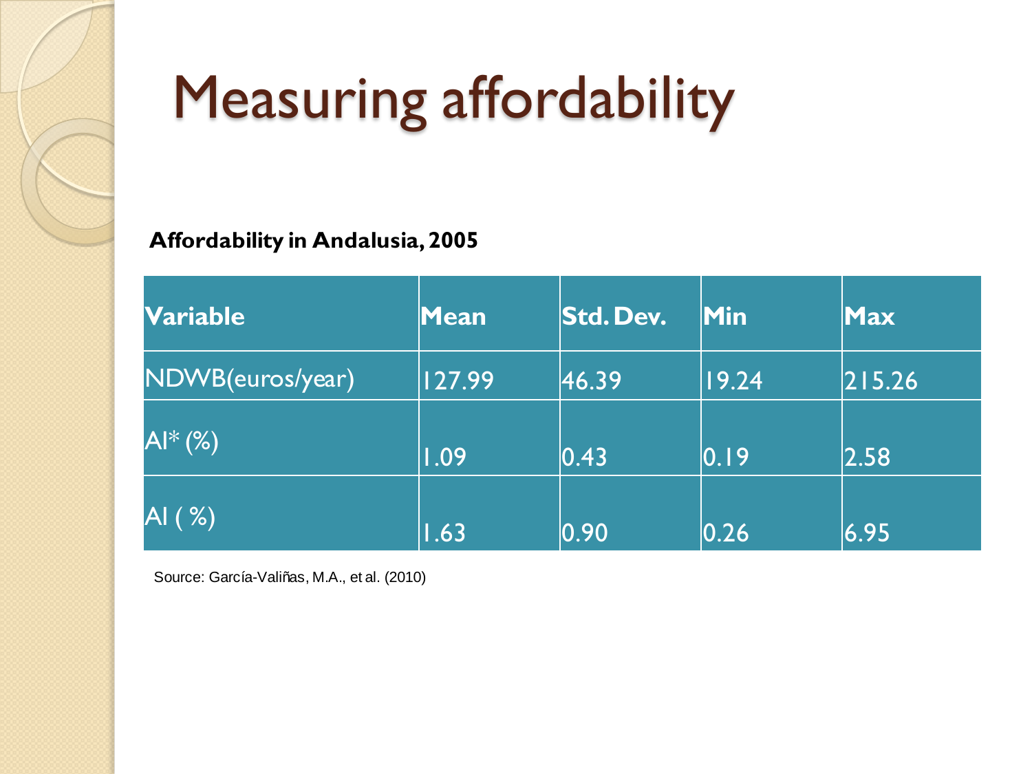# Measuring affordability

**Affordability in Andalusia, 2005**

| Variable | Mean | Std. Dev. | Min | Max |
|---|---|---|---|---|
| NDWB(euros/year) | 127.99 | 46.39 | 19.24 | 215.26 |
| AI* (%) | 1.09 | 0.43 | 0.19 | 2.58 |
| AI ( %) | 1.63 | 0.90 | 0.26 | 6.95 |

Source: García-Valiñas, M.A., et al. (2010)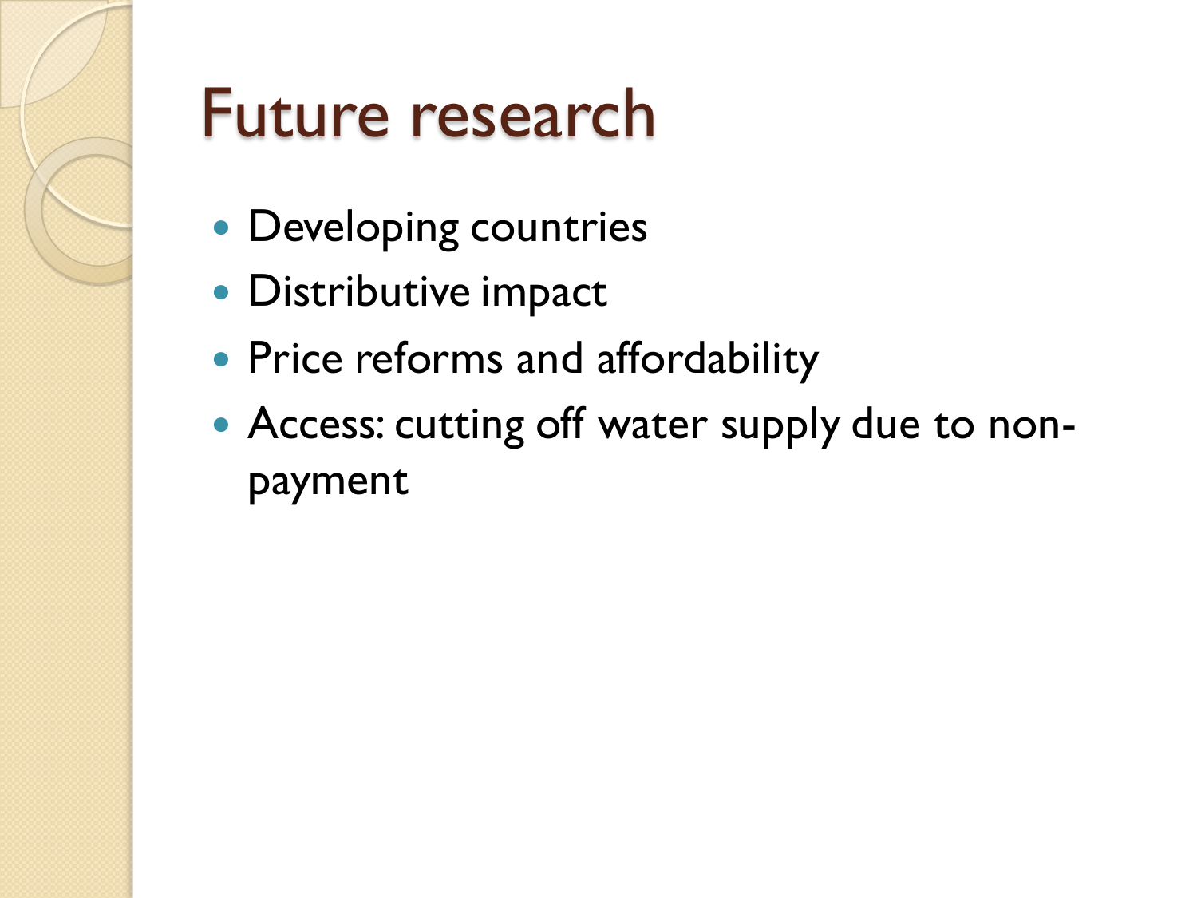# Future research

- Developing countries
- Distributive impact
- Price reforms and affordability
- Access: cutting off water supply due to non-payment